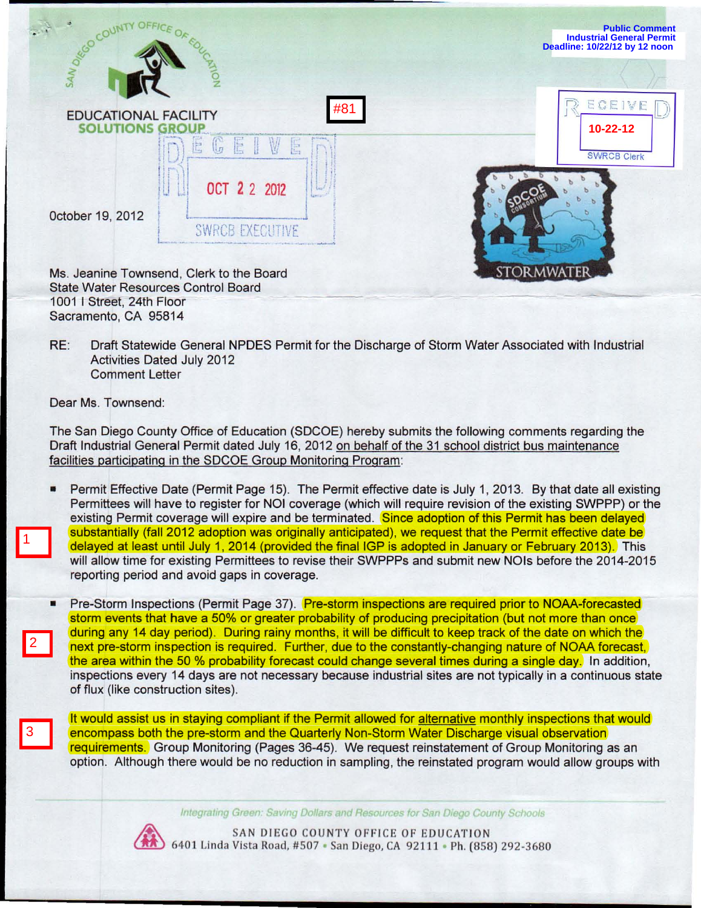Public Comment
Industrial General Permit
Deadline: 10/22/12 by 12 noon

SAN DIEGO COUNTY OFFICE OF EDUCATION

EDUCATIONAL FACILITY
SOLUTIONS GROUP

#81

RECEIVED
OCT 22 2012
SWRCB EXECUTIVE

RECEIVED
10-22-12
SWRCB Clerk

SDCOE CONSORTIUM
STORMWATER

October 19, 2012

Ms. Jeanine Townsend, Clerk to the Board
State Water Resources Control Board
1001 I Street, 24th Floor
Sacramento, CA 95814

RE: Draft Statewide General NPDES Permit for the Discharge of Storm Water Associated with Industrial Activities Dated July 2012
Comment Letter

Dear Ms. Townsend:

The San Diego County Office of Education (SDCOE) hereby submits the following comments regarding the Draft Industrial General Permit dated July 16, 2012 on behalf of the 31 school district bus maintenance facilities participating in the SDCOE Group Monitoring Program:

1

- Permit Effective Date (Permit Page 15). The Permit effective date is July 1, 2013. By that date all existing Permittees will have to register for NOI coverage (which will require revision of the existing SWPPP) or the existing Permit coverage will expire and be terminated. Since adoption of this Permit has been delayed substantially (fall 2012 adoption was originally anticipated), we request that the Permit effective date be delayed at least until July 1, 2014 (provided the final IGP is adopted in January or February 2013). This will allow time for existing Permittees to revise their SWPPPs and submit new NOIs before the 2014-2015 reporting period and avoid gaps in coverage.

2

- Pre-Storm Inspections (Permit Page 37). Pre-storm inspections are required prior to NOAA-forecasted storm events that have a 50% or greater probability of producing precipitation (but not more than once during any 14 day period). During rainy months, it will be difficult to keep track of the date on which the next pre-storm inspection is required. Further, due to the constantly-changing nature of NOAA forecast, the area within the 50 % probability forecast could change several times during a single day. In addition, inspections every 14 days are not necessary because industrial sites are not typically in a continuous state of flux (like construction sites).

3

It would assist us in staying compliant if the Permit allowed for alternative monthly inspections that would encompass both the pre-storm and the Quarterly Non-Storm Water Discharge visual observation requirements. Group Monitoring (Pages 36-45). We request reinstatement of Group Monitoring as an option. Although there would be no reduction in sampling, the reinstated program would allow groups with

*Integrating Green: Saving Dollars and Resources for San Diego County Schools*

SAN DIEGO COUNTY OFFICE OF EDUCATION
6401 Linda Vista Road, #507 • San Diego, CA 92111 • Ph. (858) 292-3680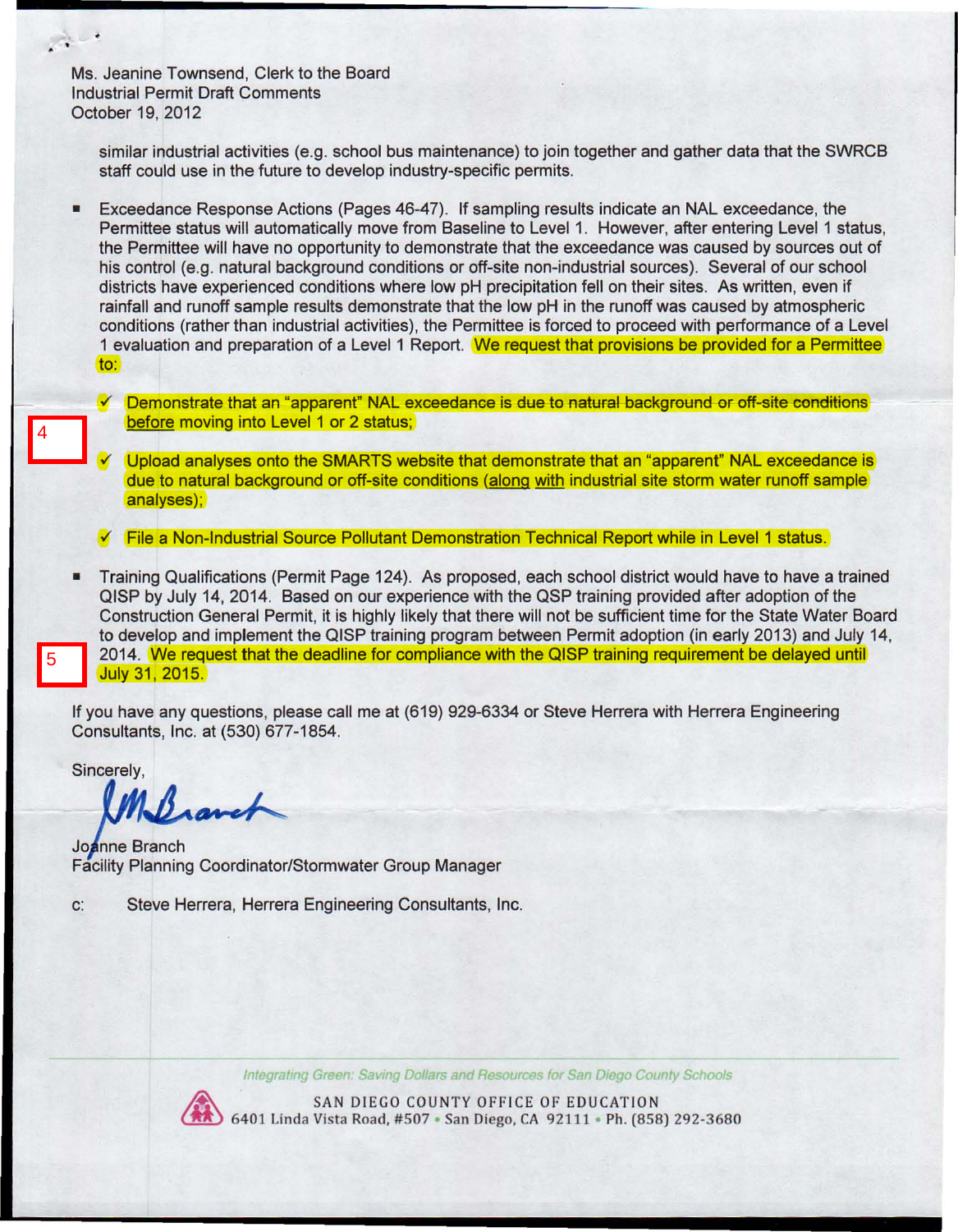Ms. Jeanine Townsend, Clerk to the Board
Industrial Permit Draft Comments
October 19, 2012

similar industrial activities (e.g. school bus maintenance) to join together and gather data that the SWRCB staff could use in the future to develop industry-specific permits.

- Exceedance Response Actions (Pages 46-47). If sampling results indicate an NAL exceedance, the Permittee status will automatically move from Baseline to Level 1. However, after entering Level 1 status, the Permittee will have no opportunity to demonstrate that the exceedance was caused by sources out of his control (e.g. natural background conditions or off-site non-industrial sources). Several of our school districts have experienced conditions where low pH precipitation fell on their sites. As written, even if rainfall and runoff sample results demonstrate that the low pH in the runoff was caused by atmospheric conditions (rather than industrial activities), the Permittee is forced to proceed with performance of a Level 1 evaluation and preparation of a Level 1 Report. We request that provisions be provided for a Permittee to:

4

  - ✓ Demonstrate that an "apparent" NAL exceedance is due to natural background or off-site conditions <u>before</u> moving into Level 1 or 2 status;
  - ✓ Upload analyses onto the SMARTS website that demonstrate that an "apparent" NAL exceedance is due to natural background or off-site conditions (<u>along with</u> industrial site storm water runoff sample analyses);
  - ✓ File a Non-Industrial Source Pollutant Demonstration Technical Report while in Level 1 status.

5

- Training Qualifications (Permit Page 124). As proposed, each school district would have to have a trained QISP by July 14, 2014. Based on our experience with the QSP training provided after adoption of the Construction General Permit, it is highly likely that there will not be sufficient time for the State Water Board to develop and implement the QISP training program between Permit adoption (in early 2013) and July 14, 2014. We request that the deadline for compliance with the QISP training requirement be delayed until July 31, 2015.

If you have any questions, please call me at (619) 929-6334 or Steve Herrera with Herrera Engineering Consultants, Inc. at (530) 677-1854.

Sincerely,

Joanne Branch
Facility Planning Coordinator/Stormwater Group Manager

c: Steve Herrera, Herrera Engineering Consultants, Inc.

*Integrating Green: Saving Dollars and Resources for San Diego County Schools*

SAN DIEGO COUNTY OFFICE OF EDUCATION
6401 Linda Vista Road, #507 • San Diego, CA 92111 • Ph. (858) 292-3680